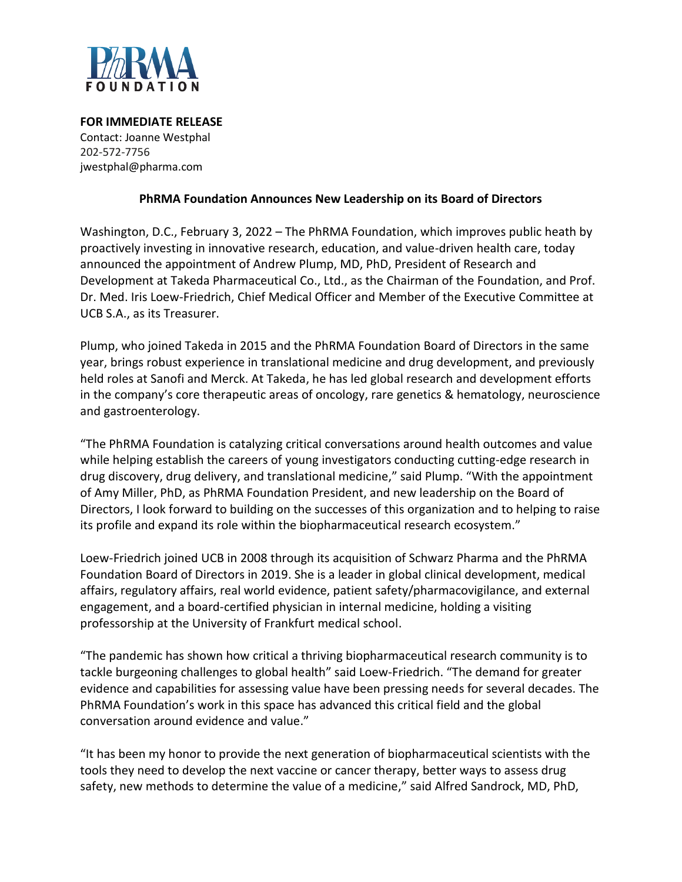PhRMA FOUNDATION

**FOR IMMEDIATE RELEASE**
Contact: Joanne Westphal
202-572-7756
jwestphal@pharma.com

**PhRMA Foundation Announces New Leadership on its Board of Directors**

Washington, D.C., February 3, 2022 – The PhRMA Foundation, which improves public heath by proactively investing in innovative research, education, and value-driven health care, today announced the appointment of Andrew Plump, MD, PhD, President of Research and Development at Takeda Pharmaceutical Co., Ltd., as the Chairman of the Foundation, and Prof. Dr. Med. Iris Loew-Friedrich, Chief Medical Officer and Member of the Executive Committee at UCB S.A., as its Treasurer.

Plump, who joined Takeda in 2015 and the PhRMA Foundation Board of Directors in the same year, brings robust experience in translational medicine and drug development, and previously held roles at Sanofi and Merck. At Takeda, he has led global research and development efforts in the company's core therapeutic areas of oncology, rare genetics & hematology, neuroscience and gastroenterology.

"The PhRMA Foundation is catalyzing critical conversations around health outcomes and value while helping establish the careers of young investigators conducting cutting-edge research in drug discovery, drug delivery, and translational medicine," said Plump. "With the appointment of Amy Miller, PhD, as PhRMA Foundation President, and new leadership on the Board of Directors, I look forward to building on the successes of this organization and to helping to raise its profile and expand its role within the biopharmaceutical research ecosystem."

Loew-Friedrich joined UCB in 2008 through its acquisition of Schwarz Pharma and the PhRMA Foundation Board of Directors in 2019. She is a leader in global clinical development, medical affairs, regulatory affairs, real world evidence, patient safety/pharmacovigilance, and external engagement, and a board-certified physician in internal medicine, holding a visiting professorship at the University of Frankfurt medical school.

"The pandemic has shown how critical a thriving biopharmaceutical research community is to tackle burgeoning challenges to global health" said Loew-Friedrich. "The demand for greater evidence and capabilities for assessing value have been pressing needs for several decades. The PhRMA Foundation's work in this space has advanced this critical field and the global conversation around evidence and value."

"It has been my honor to provide the next generation of biopharmaceutical scientists with the tools they need to develop the next vaccine or cancer therapy, better ways to assess drug safety, new methods to determine the value of a medicine," said Alfred Sandrock, MD, PhD,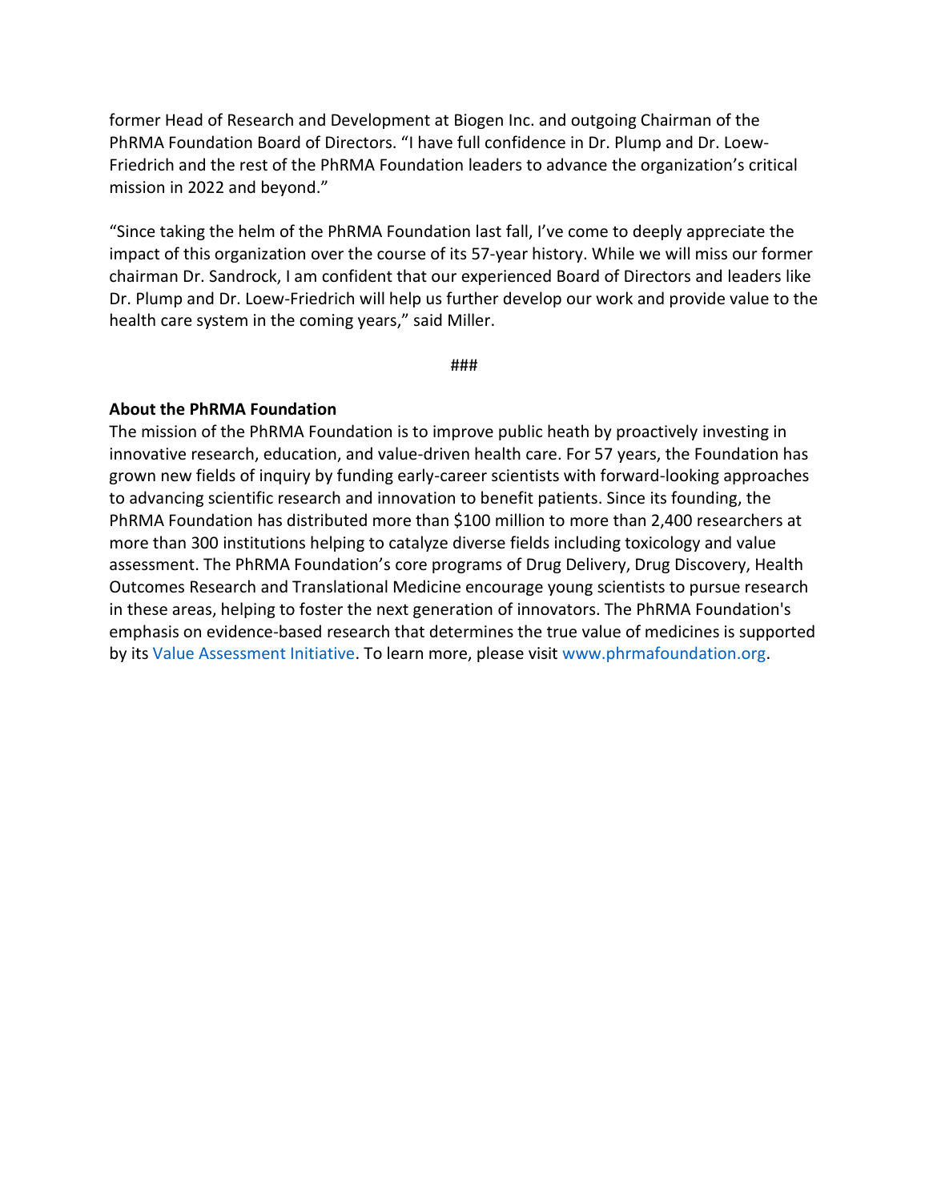former Head of Research and Development at Biogen Inc. and outgoing Chairman of the PhRMA Foundation Board of Directors. “I have full confidence in Dr. Plump and Dr. Loew-Friedrich and the rest of the PhRMA Foundation leaders to advance the organization’s critical mission in 2022 and beyond.”

“Since taking the helm of the PhRMA Foundation last fall, I’ve come to deeply appreciate the impact of this organization over the course of its 57-year history. While we will miss our former chairman Dr. Sandrock, I am confident that our experienced Board of Directors and leaders like Dr. Plump and Dr. Loew-Friedrich will help us further develop our work and provide value to the health care system in the coming years,” said Miller.

###

**About the PhRMA Foundation**
The mission of the PhRMA Foundation is to improve public heath by proactively investing in innovative research, education, and value-driven health care. For 57 years, the Foundation has grown new fields of inquiry by funding early-career scientists with forward-looking approaches to advancing scientific research and innovation to benefit patients. Since its founding, the PhRMA Foundation has distributed more than $100 million to more than 2,400 researchers at more than 300 institutions helping to catalyze diverse fields including toxicology and value assessment. The PhRMA Foundation’s core programs of Drug Delivery, Drug Discovery, Health Outcomes Research and Translational Medicine encourage young scientists to pursue research in these areas, helping to foster the next generation of innovators. The PhRMA Foundation's emphasis on evidence-based research that determines the true value of medicines is supported by its Value Assessment Initiative. To learn more, please visit www.phrmafoundation.org.